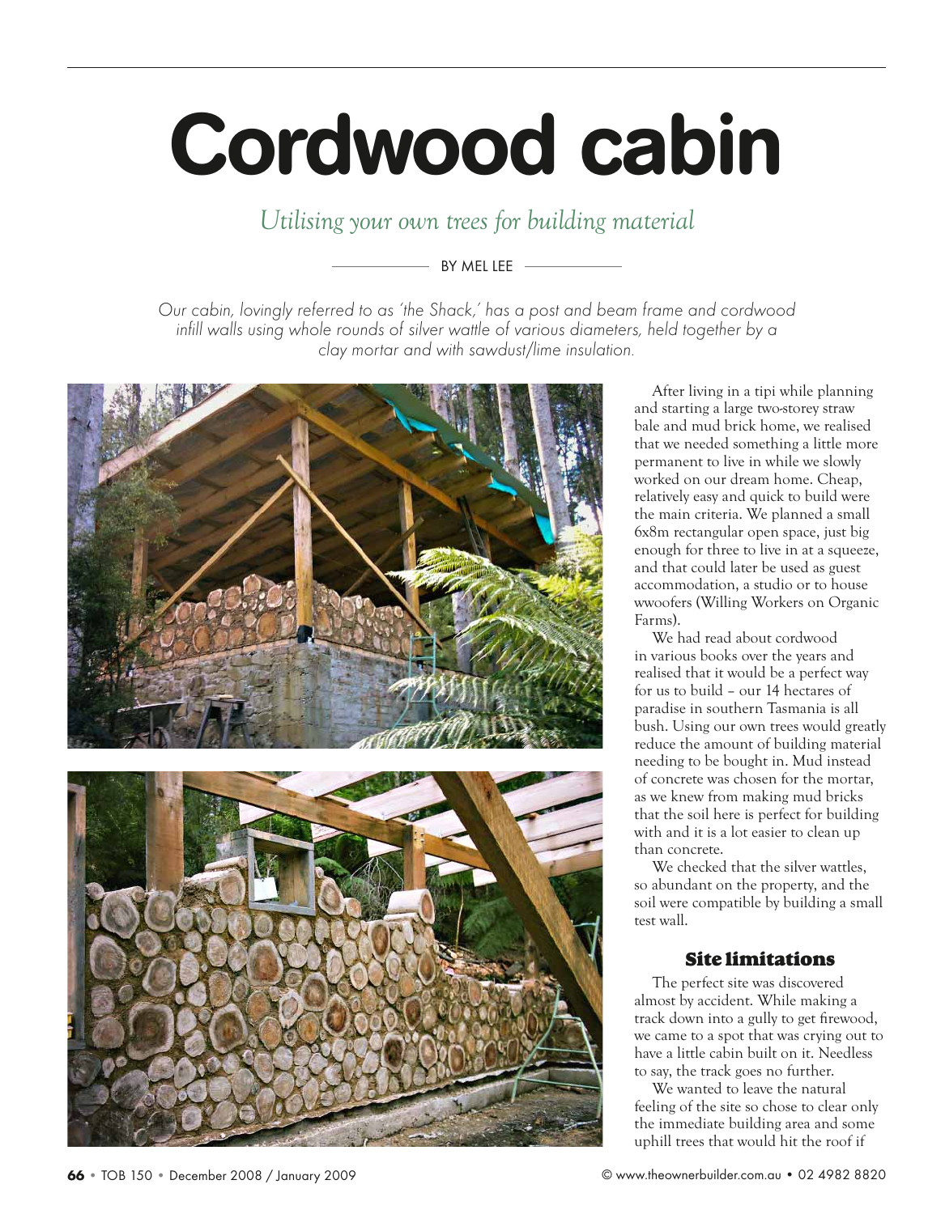# Cordwood cabin

*Utilising your own trees for building material*

BY MEL LEE

*Our cabin, lovingly referred to as 'the Shack,' has a post and beam frame and cordwood infill walls using whole rounds of silver wattle of various diameters, held together by a clay mortar and with sawdust/lime insulation.*

After living in a tipi while planning and starting a large two-storey straw bale and mud brick home, we realised that we needed something a little more permanent to live in while we slowly worked on our dream home. Cheap, relatively easy and quick to build were the main criteria. We planned a small 6x8m rectangular open space, just big enough for three to live in at a squeeze, and that could later be used as guest accommodation, a studio or to house wwoofers (Willing Workers on Organic Farms).

We had read about cordwood in various books over the years and realised that it would be a perfect way for us to build – our 14 hectares of paradise in southern Tasmania is all bush. Using our own trees would greatly reduce the amount of building material needing to be bought in. Mud instead of concrete was chosen for the mortar, as we knew from making mud bricks that the soil here is perfect for building with and it is a lot easier to clean up than concrete.

We checked that the silver wattles, so abundant on the property, and the soil were compatible by building a small test wall.

## Site limitations

The perfect site was discovered almost by accident. While making a track down into a gully to get firewood, we came to a spot that was crying out to have a little cabin built on it. Needless to say, the track goes no further.

We wanted to leave the natural feeling of the site so chose to clear only the immediate building area and some uphill trees that would hit the roof if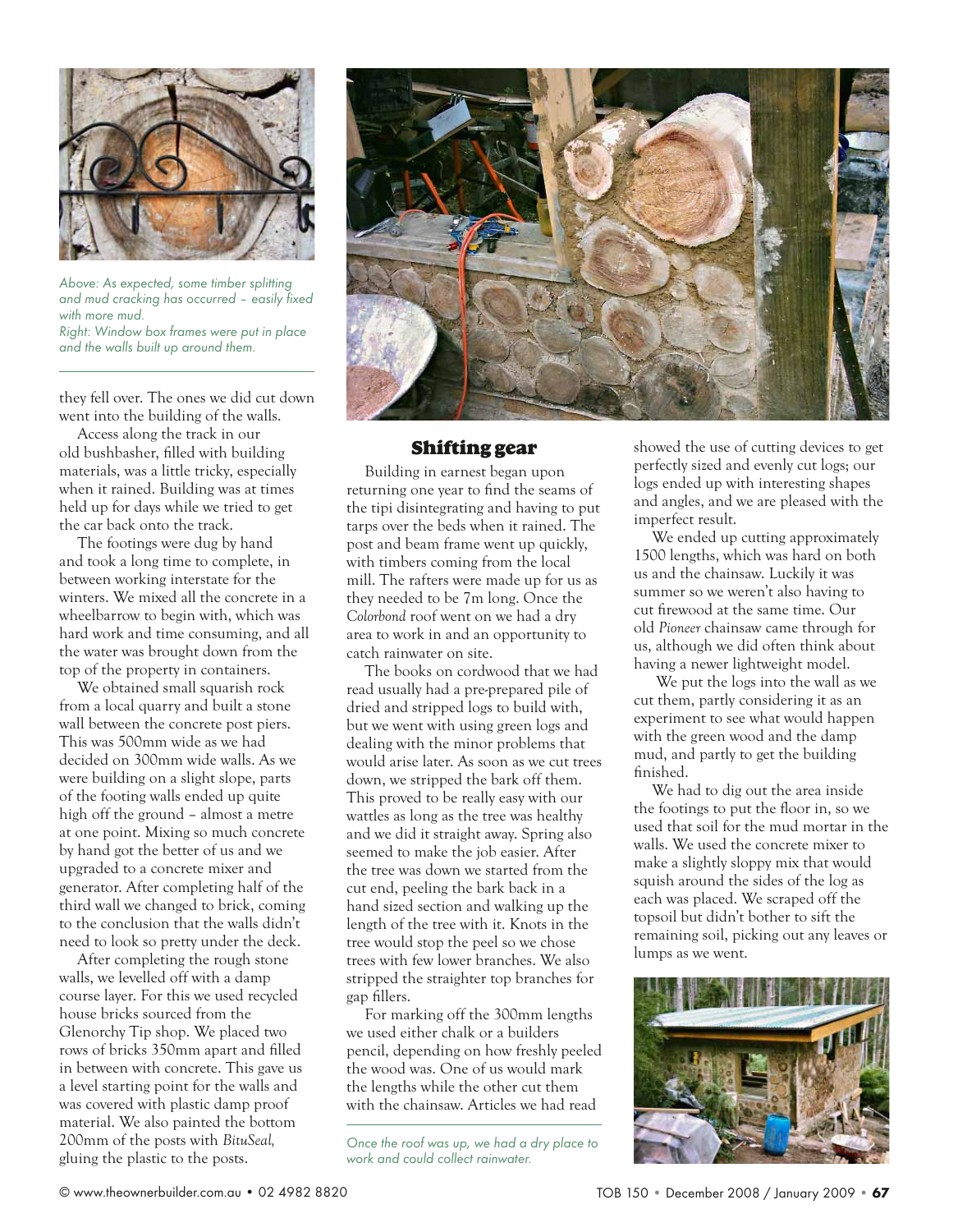Above: As expected, some timber splitting and mud cracking has occurred – easily fixed with more mud.
Right: Window box frames were put in place and the walls built up around them.

they fell over. The ones we did cut down went into the building of the walls.

Access along the track in our old bushbasher, filled with building materials, was a little tricky, especially when it rained. Building was at times held up for days while we tried to get the car back onto the track.

The footings were dug by hand and took a long time to complete, in between working interstate for the winters. We mixed all the concrete in a wheelbarrow to begin with, which was hard work and time consuming, and all the water was brought down from the top of the property in containers.

We obtained small squarish rock from a local quarry and built a stone wall between the concrete post piers. This was 500mm wide as we had decided on 300mm wide walls. As we were building on a slight slope, parts of the footing walls ended up quite high off the ground – almost a metre at one point. Mixing so much concrete by hand got the better of us and we upgraded to a concrete mixer and generator. After completing half of the third wall we changed to brick, coming to the conclusion that the walls didn't need to look so pretty under the deck.

After completing the rough stone walls, we levelled off with a damp course layer. For this we used recycled house bricks sourced from the Glenorchy Tip shop. We placed two rows of bricks 350mm apart and filled in between with concrete. This gave us a level starting point for the walls and was covered with plastic damp proof material. We also painted the bottom 200mm of the posts with *BituSeal*, gluing the plastic to the posts.

## Shifting gear

Building in earnest began upon returning one year to find the seams of the tipi disintegrating and having to put tarps over the beds when it rained. The post and beam frame went up quickly, with timbers coming from the local mill. The rafters were made up for us as they needed to be 7m long. Once the *Colorbond* roof went on we had a dry area to work in and an opportunity to catch rainwater on site.

The books on cordwood that we had read usually had a pre-prepared pile of dried and stripped logs to build with, but we went with using green logs and dealing with the minor problems that would arise later. As soon as we cut trees down, we stripped the bark off them. This proved to be really easy with our wattles as long as the tree was healthy and we did it straight away. Spring also seemed to make the job easier. After the tree was down we started from the cut end, peeling the bark back in a hand sized section and walking up the length of the tree with it. Knots in the tree would stop the peel so we chose trees with few lower branches. We also stripped the straighter top branches for gap fillers.

For marking off the 300mm lengths we used either chalk or a builders pencil, depending on how freshly peeled the wood was. One of us would mark the lengths while the other cut them with the chainsaw. Articles we had read showed the use of cutting devices to get perfectly sized and evenly cut logs; our logs ended up with interesting shapes and angles, and we are pleased with the imperfect result.

We ended up cutting approximately 1500 lengths, which was hard on both us and the chainsaw. Luckily it was summer so we weren't also having to cut firewood at the same time. Our old *Pioneer* chainsaw came through for us, although we did often think about having a newer lightweight model.

We put the logs into the wall as we cut them, partly considering it as an experiment to see what would happen with the green wood and the damp mud, and partly to get the building finished.

We had to dig out the area inside the footings to put the floor in, so we used that soil for the mud mortar in the walls. We used the concrete mixer to make a slightly sloppy mix that would squish around the sides of the log as each was placed. We scraped off the topsoil but didn't bother to sift the remaining soil, picking out any leaves or lumps as we went.

Once the roof was up, we had a dry place to work and could collect rainwater.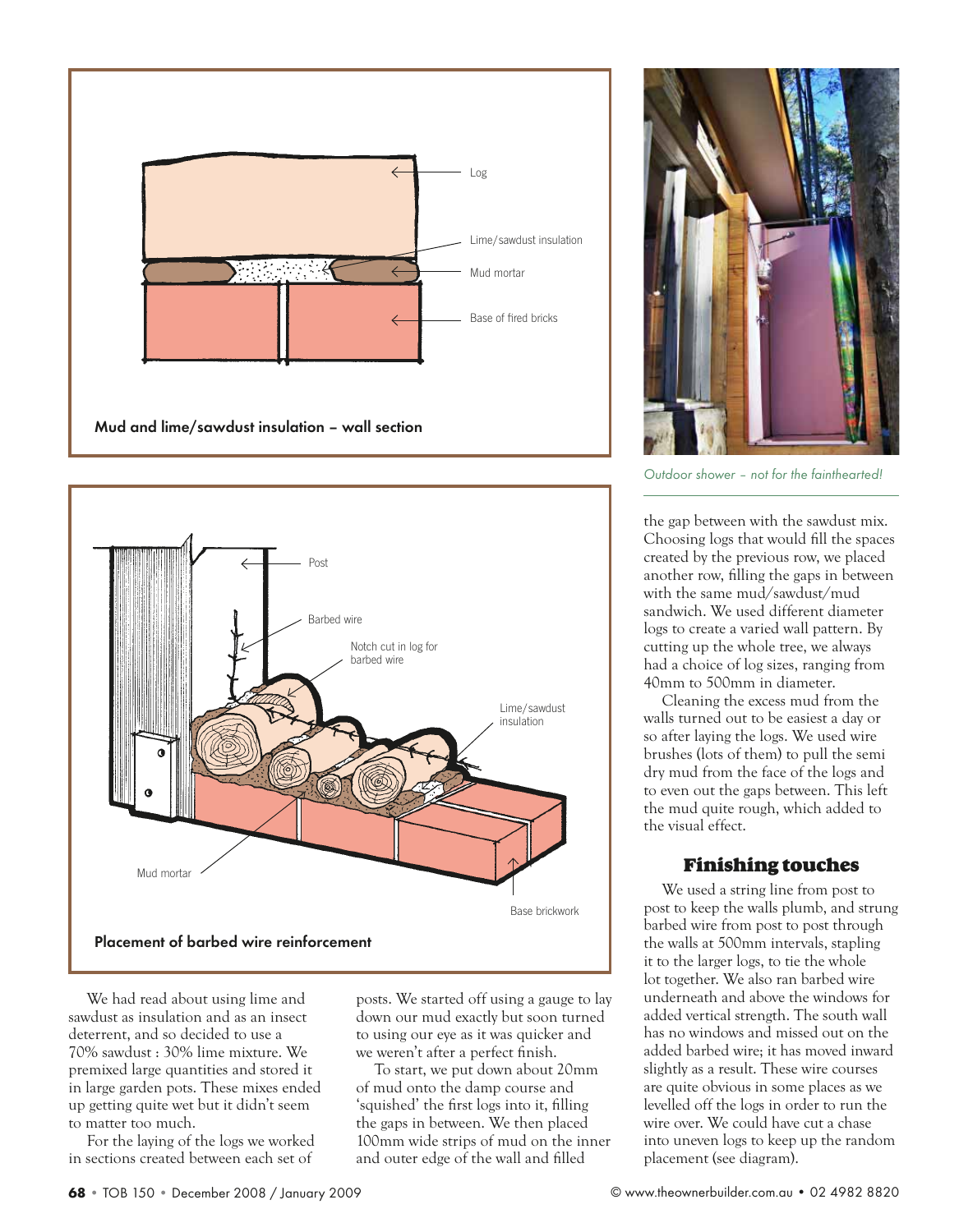Log

Lime/sawdust insulation

Mud mortar

Base of fired bricks

**Mud and lime/sawdust insulation – wall section**

*Outdoor shower – not for the fainthearted!*

Post

Barbed wire

Notch cut in log for barbed wire

Lime/sawdust insulation

Mud mortar

Base brickwork

**Placement of barbed wire reinforcement**

We had read about using lime and sawdust as insulation and as an insect deterrent, and so decided to use a 70% sawdust : 30% lime mixture. We premixed large quantities and stored it in large garden pots. These mixes ended up getting quite wet but it didn't seem to matter too much.

For the laying of the logs we worked in sections created between each set of posts. We started off using a gauge to lay down our mud exactly but soon turned to using our eye as it was quicker and we weren't after a perfect finish.

To start, we put down about 20mm of mud onto the damp course and 'squished' the first logs into it, filling the gaps in between. We then placed 100mm wide strips of mud on the inner and outer edge of the wall and filled the gap between with the sawdust mix. Choosing logs that would fill the spaces created by the previous row, we placed another row, filling the gaps in between with the same mud/sawdust/mud sandwich. We used different diameter logs to create a varied wall pattern. By cutting up the whole tree, we always had a choice of log sizes, ranging from 40mm to 500mm in diameter.

Cleaning the excess mud from the walls turned out to be easiest a day or so after laying the logs. We used wire brushes (lots of them) to pull the semi dry mud from the face of the logs and to even out the gaps between. This left the mud quite rough, which added to the visual effect.

## Finishing touches

We used a string line from post to post to keep the walls plumb, and strung barbed wire from post to post through the walls at 500mm intervals, stapling it to the larger logs, to tie the whole lot together. We also ran barbed wire underneath and above the windows for added vertical strength. The south wall has no windows and missed out on the added barbed wire; it has moved inward slightly as a result. These wire courses are quite obvious in some places as we levelled off the logs in order to run the wire over. We could have cut a chase into uneven logs to keep up the random placement (see diagram).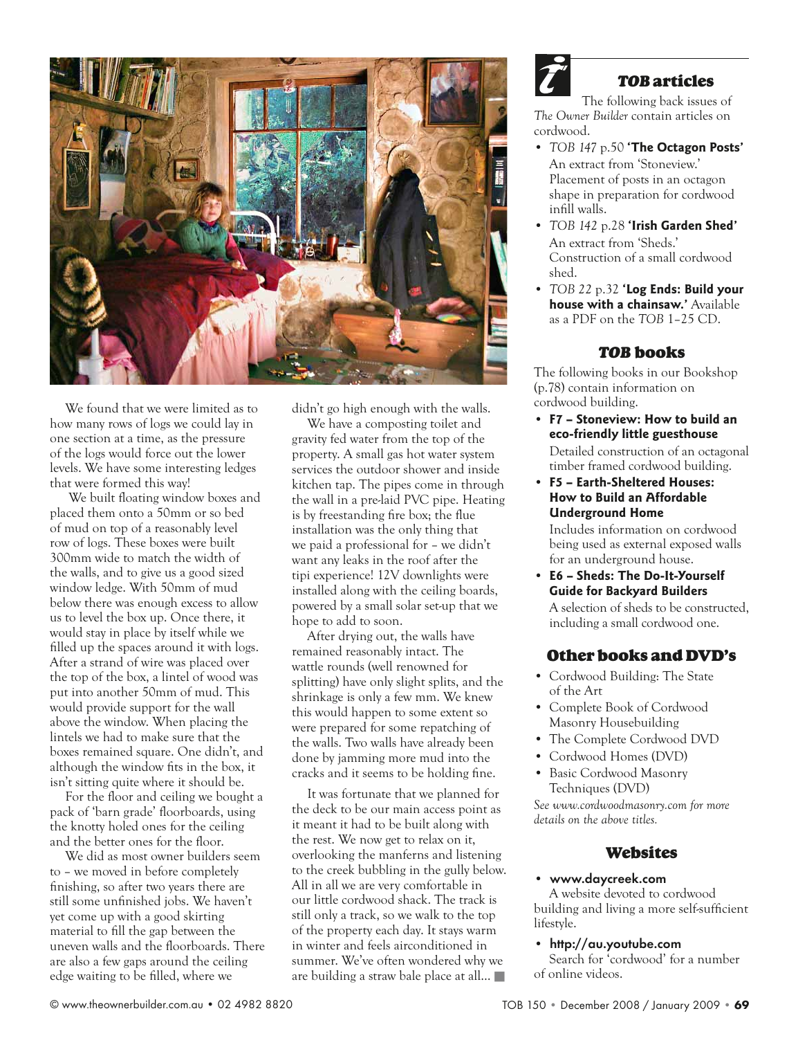We found that we were limited as to how many rows of logs we could lay in one section at a time, as the pressure of the logs would force out the lower levels. We have some interesting ledges that were formed this way!

We built floating window boxes and placed them onto a 50mm or so bed of mud on top of a reasonably level row of logs. These boxes were built 300mm wide to match the width of the walls, and to give us a good sized window ledge. With 50mm of mud below there was enough excess to allow us to level the box up. Once there, it would stay in place by itself while we filled up the spaces around it with logs. After a strand of wire was placed over the top of the box, a lintel of wood was put into another 50mm of mud. This would provide support for the wall above the window. When placing the lintels we had to make sure that the boxes remained square. One didn't, and although the window fits in the box, it isn't sitting quite where it should be.

For the floor and ceiling we bought a pack of 'barn grade' floorboards, using the knotty holed ones for the ceiling and the better ones for the floor.

We did as most owner builders seem to – we moved in before completely finishing, so after two years there are still some unfinished jobs. We haven't yet come up with a good skirting material to fill the gap between the uneven walls and the floorboards. There are also a few gaps around the ceiling edge waiting to be filled, where we didn't go high enough with the walls.

We have a composting toilet and gravity fed water from the top of the property. A small gas hot water system services the outdoor shower and inside kitchen tap. The pipes come in through the wall in a pre-laid PVC pipe. Heating is by freestanding fire box; the flue installation was the only thing that we paid a professional for – we didn't want any leaks in the roof after the tipi experience! 12V downlights were installed along with the ceiling boards, powered by a small solar set-up that we hope to add to soon.

After drying out, the walls have remained reasonably intact. The wattle rounds (well renowned for splitting) have only slight splits, and the shrinkage is only a few mm. We knew this would happen to some extent so were prepared for some repatching of the walls. Two walls have already been done by jamming more mud into the cracks and it seems to be holding fine.

It was fortunate that we planned for the deck to be our main access point as it meant it had to be built along with the rest. We now get to relax on it, overlooking the manferns and listening to the creek bubbling in the gully below. All in all we are very comfortable in our little cordwood shack. The track is still only a track, so we walk to the top of the property each day. It stays warm in winter and feels airconditioned in summer. We've often wondered why we are building a straw bale place at all... ■

## *TOB* articles

The following back issues of *The Owner Builder* contain articles on cordwood.

- *TOB 147* p.50 **'The Octagon Posts'** An extract from 'Stoneview.' Placement of posts in an octagon shape in preparation for cordwood infill walls.
- *TOB 142* p.28 **'Irish Garden Shed'** An extract from 'Sheds.' Construction of a small cordwood shed.
- *TOB 22* p.32 **'Log Ends: Build your house with a chainsaw.'** Available as a PDF on the *TOB* 1–25 CD.

## *TOB* books

The following books in our Bookshop (p.78) contain information on cordwood building.

- **F7 – Stoneview: How to build an eco-friendly little guesthouse** Detailed construction of an octagonal timber framed cordwood building.
- **F5 – Earth-Sheltered Houses: How to Build an Affordable Underground Home** Includes information on cordwood being used as external exposed walls for an underground house.
- **E6 – Sheds: The Do-It-Yourself Guide for Backyard Builders** A selection of sheds to be constructed, including a small cordwood one.

## Other books and DVD's

- Cordwood Building: The State of the Art
- Complete Book of Cordwood Masonry Housebuilding
- The Complete Cordwood DVD
- Cordwood Homes (DVD)
- Basic Cordwood Masonry Techniques (DVD)

*See www.cordwoodmasonry.com for more details on the above titles.*

## Websites

- **www.daycreek.com** A website devoted to cordwood building and living a more self-sufficient lifestyle.
- **http://au.youtube.com** Search for 'cordwood' for a number of online videos.